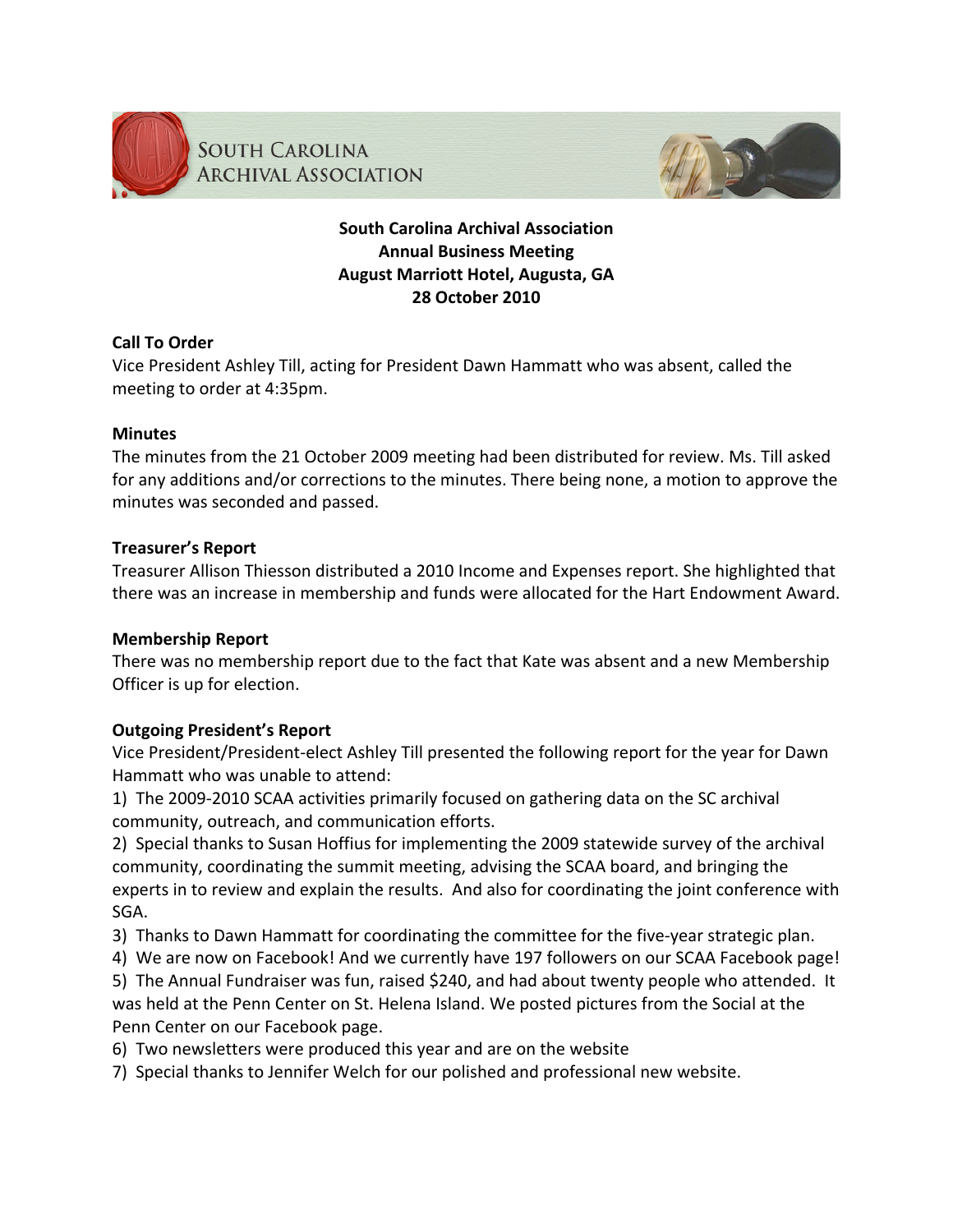South Carolina Archival Association

# South Carolina Archival Association
## Annual Business Meeting
## August Marriott Hotel, Augusta, GA
## 28 October 2010

### Call To Order

Vice President Ashley Till, acting for President Dawn Hammatt who was absent, called the meeting to order at 4:35pm.

### Minutes

The minutes from the 21 October 2009 meeting had been distributed for review. Ms. Till asked for any additions and/or corrections to the minutes. There being none, a motion to approve the minutes was seconded and passed.

### Treasurer's Report

Treasurer Allison Thiesson distributed a 2010 Income and Expenses report. She highlighted that there was an increase in membership and funds were allocated for the Hart Endowment Award.

### Membership Report

There was no membership report due to the fact that Kate was absent and a new Membership Officer is up for election.

### Outgoing President's Report

Vice President/President-elect Ashley Till presented the following report for the year for Dawn Hammatt who was unable to attend:

1) The 2009-2010 SCAA activities primarily focused on gathering data on the SC archival community, outreach, and communication efforts.
2) Special thanks to Susan Hoffius for implementing the 2009 statewide survey of the archival community, coordinating the summit meeting, advising the SCAA board, and bringing the experts in to review and explain the results. And also for coordinating the joint conference with SGA.
3) Thanks to Dawn Hammatt for coordinating the committee for the five-year strategic plan.
4) We are now on Facebook! And we currently have 197 followers on our SCAA Facebook page!
5) The Annual Fundraiser was fun, raised $240, and had about twenty people who attended. It was held at the Penn Center on St. Helena Island. We posted pictures from the Social at the Penn Center on our Facebook page.
6) Two newsletters were produced this year and are on the website
7) Special thanks to Jennifer Welch for our polished and professional new website.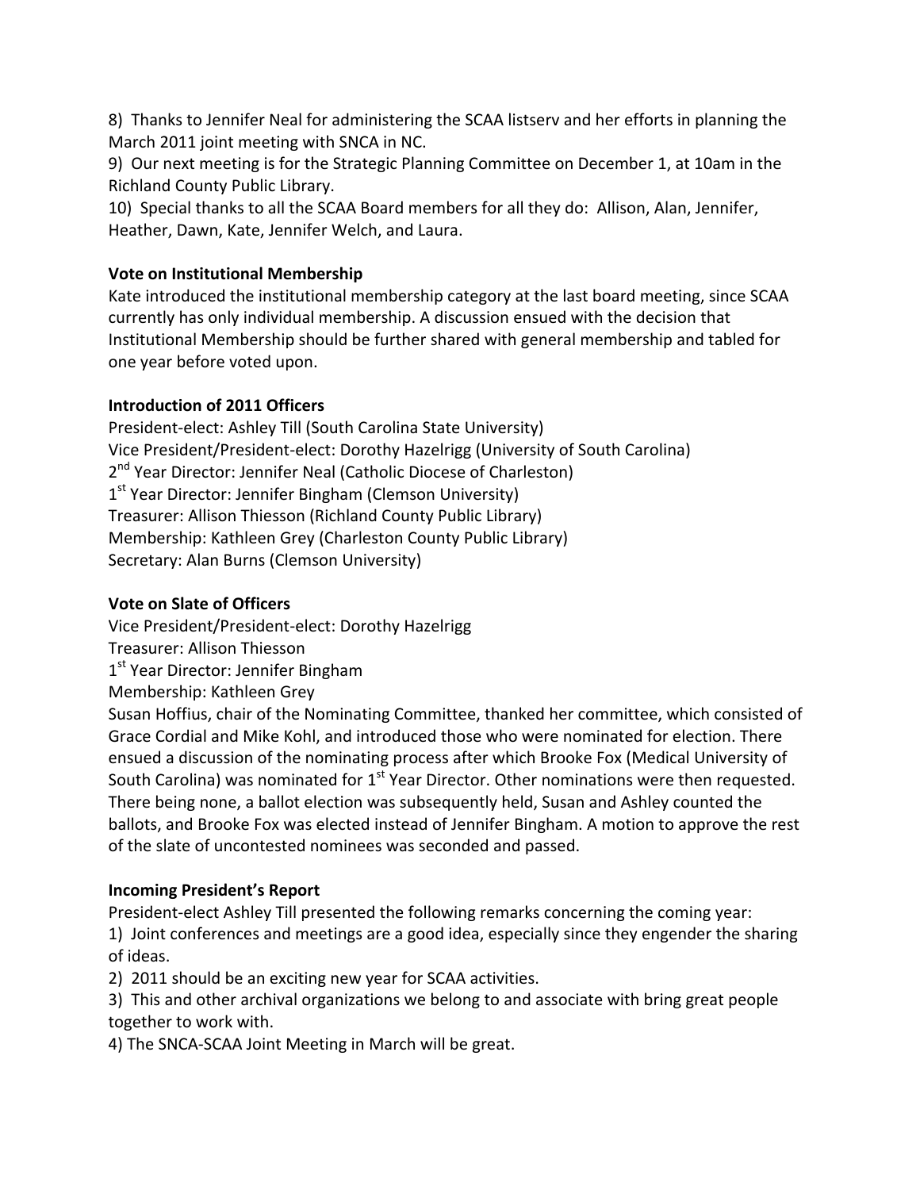8) Thanks to Jennifer Neal for administering the SCAA listserv and her efforts in planning the March 2011 joint meeting with SNCA in NC.
9) Our next meeting is for the Strategic Planning Committee on December 1, at 10am in the Richland County Public Library.
10) Special thanks to all the SCAA Board members for all they do: Allison, Alan, Jennifer, Heather, Dawn, Kate, Jennifer Welch, and Laura.

**Vote on Institutional Membership**

Kate introduced the institutional membership category at the last board meeting, since SCAA currently has only individual membership. A discussion ensued with the decision that Institutional Membership should be further shared with general membership and tabled for one year before voted upon.

**Introduction of 2011 Officers**

President-elect: Ashley Till (South Carolina State University)
Vice President/President-elect: Dorothy Hazelrigg (University of South Carolina)
2nd Year Director: Jennifer Neal (Catholic Diocese of Charleston)
1st Year Director: Jennifer Bingham (Clemson University)
Treasurer: Allison Thiesson (Richland County Public Library)
Membership: Kathleen Grey (Charleston County Public Library)
Secretary: Alan Burns (Clemson University)

**Vote on Slate of Officers**

Vice President/President-elect: Dorothy Hazelrigg
Treasurer: Allison Thiesson
1st Year Director: Jennifer Bingham
Membership: Kathleen Grey
Susan Hoffius, chair of the Nominating Committee, thanked her committee, which consisted of Grace Cordial and Mike Kohl, and introduced those who were nominated for election. There ensued a discussion of the nominating process after which Brooke Fox (Medical University of South Carolina) was nominated for 1st Year Director. Other nominations were then requested. There being none, a ballot election was subsequently held, Susan and Ashley counted the ballots, and Brooke Fox was elected instead of Jennifer Bingham. A motion to approve the rest of the slate of uncontested nominees was seconded and passed.

**Incoming President's Report**

President-elect Ashley Till presented the following remarks concerning the coming year:
1) Joint conferences and meetings are a good idea, especially since they engender the sharing of ideas.
2) 2011 should be an exciting new year for SCAA activities.
3) This and other archival organizations we belong to and associate with bring great people together to work with.
4) The SNCA-SCAA Joint Meeting in March will be great.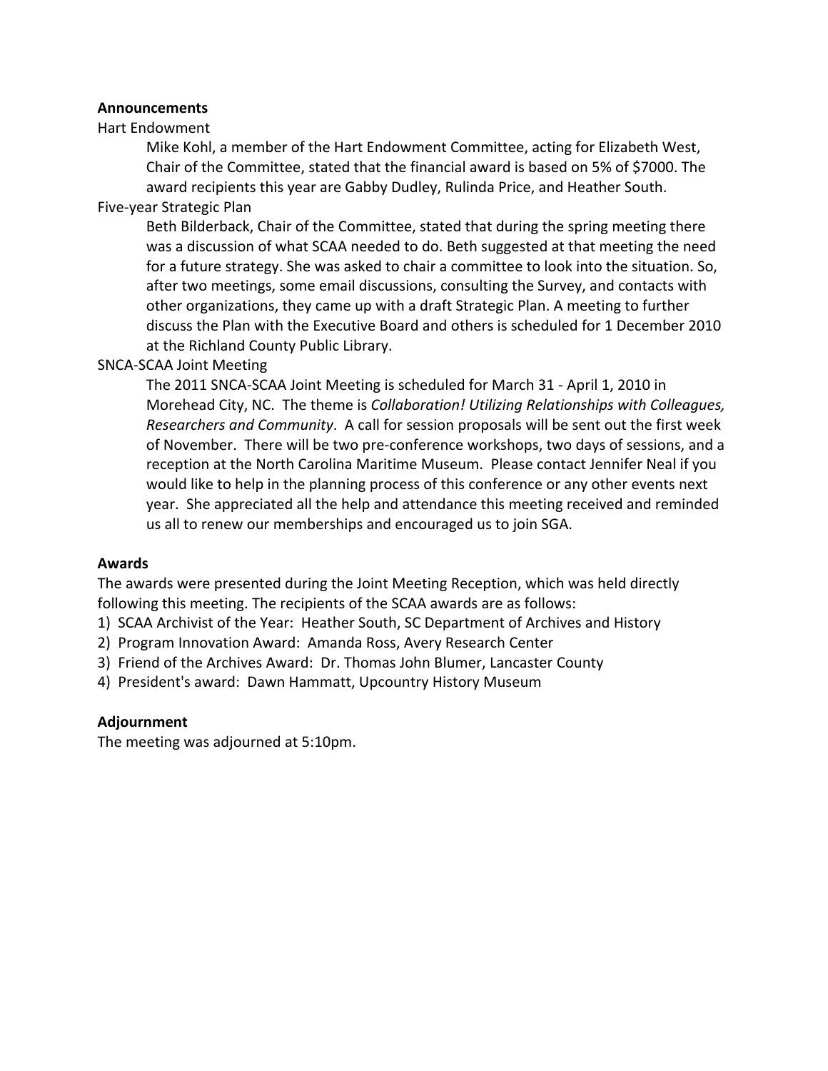**Announcements**

Hart Endowment

Mike Kohl, a member of the Hart Endowment Committee, acting for Elizabeth West, Chair of the Committee, stated that the financial award is based on 5% of $7000. The award recipients this year are Gabby Dudley, Rulinda Price, and Heather South.

Five-year Strategic Plan

Beth Bilderback, Chair of the Committee, stated that during the spring meeting there was a discussion of what SCAA needed to do. Beth suggested at that meeting the need for a future strategy. She was asked to chair a committee to look into the situation. So, after two meetings, some email discussions, consulting the Survey, and contacts with other organizations, they came up with a draft Strategic Plan. A meeting to further discuss the Plan with the Executive Board and others is scheduled for 1 December 2010 at the Richland County Public Library.

SNCA-SCAA Joint Meeting

The 2011 SNCA-SCAA Joint Meeting is scheduled for March 31 - April 1, 2010 in Morehead City, NC. The theme is *Collaboration! Utilizing Relationships with Colleagues, Researchers and Community*. A call for session proposals will be sent out the first week of November. There will be two pre-conference workshops, two days of sessions, and a reception at the North Carolina Maritime Museum. Please contact Jennifer Neal if you would like to help in the planning process of this conference or any other events next year. She appreciated all the help and attendance this meeting received and reminded us all to renew our memberships and encouraged us to join SGA.

**Awards**

The awards were presented during the Joint Meeting Reception, which was held directly following this meeting. The recipients of the SCAA awards are as follows:

1) SCAA Archivist of the Year: Heather South, SC Department of Archives and History
2) Program Innovation Award: Amanda Ross, Avery Research Center
3) Friend of the Archives Award: Dr. Thomas John Blumer, Lancaster County
4) President's award: Dawn Hammatt, Upcountry History Museum

**Adjournment**

The meeting was adjourned at 5:10pm.